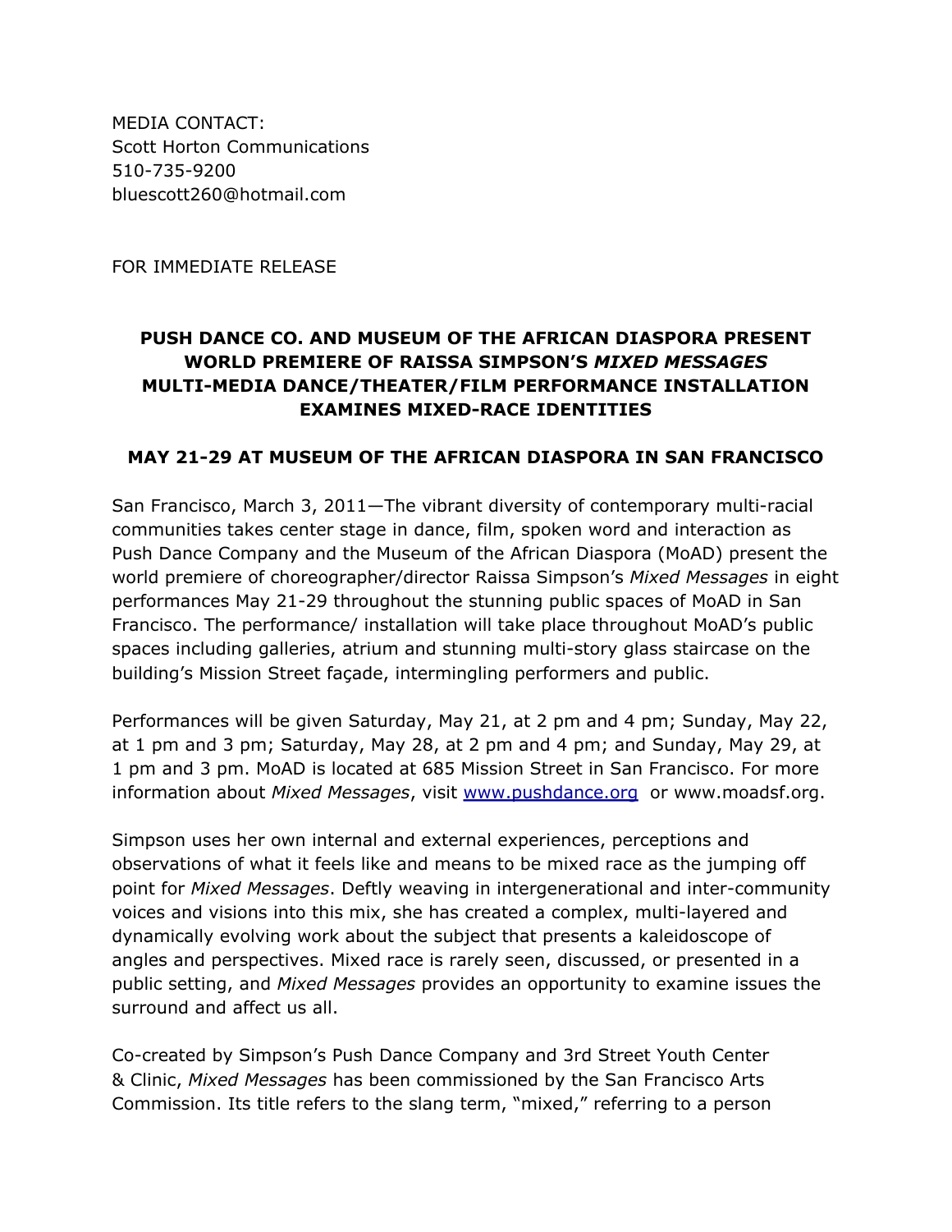MEDIA CONTACT:
Scott Horton Communications
510-735-9200
bluescott260@hotmail.com

FOR IMMEDIATE RELEASE

**PUSH DANCE CO. AND MUSEUM OF THE AFRICAN DIASPORA PRESENT WORLD PREMIERE OF RAISSA SIMPSON'S *MIXED MESSAGES* MULTI-MEDIA DANCE/THEATER/FILM PERFORMANCE INSTALLATION EXAMINES MIXED-RACE IDENTITIES**

**MAY 21-29 AT MUSEUM OF THE AFRICAN DIASPORA IN SAN FRANCISCO**

San Francisco, March 3, 2011—The vibrant diversity of contemporary multi-racial communities takes center stage in dance, film, spoken word and interaction as Push Dance Company and the Museum of the African Diaspora (MoAD) present the world premiere of choreographer/director Raissa Simpson's *Mixed Messages* in eight performances May 21-29 throughout the stunning public spaces of MoAD in San Francisco. The performance/ installation will take place throughout MoAD's public spaces including galleries, atrium and stunning multi-story glass staircase on the building's Mission Street façade, intermingling performers and public.

Performances will be given Saturday, May 21, at 2 pm and 4 pm; Sunday, May 22, at 1 pm and 3 pm; Saturday, May 28, at 2 pm and 4 pm; and Sunday, May 29, at 1 pm and 3 pm. MoAD is located at 685 Mission Street in San Francisco. For more information about *Mixed Messages*, visit www.pushdance.org or www.moadsf.org.

Simpson uses her own internal and external experiences, perceptions and observations of what it feels like and means to be mixed race as the jumping off point for *Mixed Messages*. Deftly weaving in intergenerational and inter-community voices and visions into this mix, she has created a complex, multi-layered and dynamically evolving work about the subject that presents a kaleidoscope of angles and perspectives. Mixed race is rarely seen, discussed, or presented in a public setting, and *Mixed Messages* provides an opportunity to examine issues the surround and affect us all.

Co-created by Simpson's Push Dance Company and 3rd Street Youth Center & Clinic, *Mixed Messages* has been commissioned by the San Francisco Arts Commission. Its title refers to the slang term, "mixed," referring to a person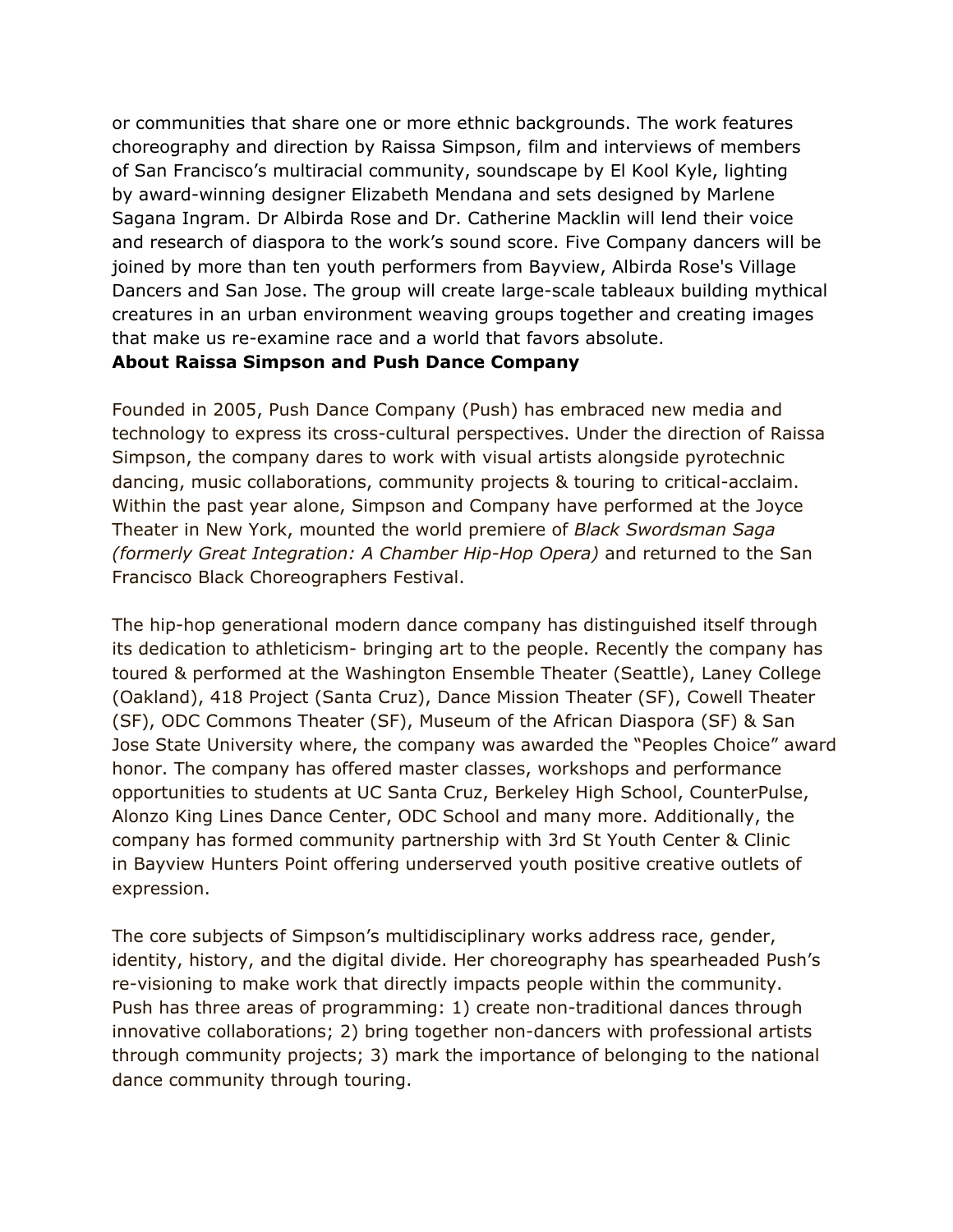or communities that share one or more ethnic backgrounds. The work features choreography and direction by Raissa Simpson, film and interviews of members of San Francisco's multiracial community, soundscape by El Kool Kyle, lighting by award-winning designer Elizabeth Mendana and sets designed by Marlene Sagana Ingram. Dr Albirda Rose and Dr. Catherine Macklin will lend their voice and research of diaspora to the work's sound score. Five Company dancers will be joined by more than ten youth performers from Bayview, Albirda Rose's Village Dancers and San Jose. The group will create large-scale tableaux building mythical creatures in an urban environment weaving groups together and creating images that make us re-examine race and a world that favors absolute.

**About Raissa Simpson and Push Dance Company**

Founded in 2005, Push Dance Company (Push) has embraced new media and technology to express its cross-cultural perspectives. Under the direction of Raissa Simpson, the company dares to work with visual artists alongside pyrotechnic dancing, music collaborations, community projects & touring to critical-acclaim. Within the past year alone, Simpson and Company have performed at the Joyce Theater in New York, mounted the world premiere of *Black Swordsman Saga (formerly Great Integration: A Chamber Hip-Hop Opera)* and returned to the San Francisco Black Choreographers Festival.

The hip-hop generational modern dance company has distinguished itself through its dedication to athleticism- bringing art to the people. Recently the company has toured & performed at the Washington Ensemble Theater (Seattle), Laney College (Oakland), 418 Project (Santa Cruz), Dance Mission Theater (SF), Cowell Theater (SF), ODC Commons Theater (SF), Museum of the African Diaspora (SF) & San Jose State University where, the company was awarded the "Peoples Choice" award honor. The company has offered master classes, workshops and performance opportunities to students at UC Santa Cruz, Berkeley High School, CounterPulse, Alonzo King Lines Dance Center, ODC School and many more. Additionally, the company has formed community partnership with 3rd St Youth Center & Clinic in Bayview Hunters Point offering underserved youth positive creative outlets of expression.

The core subjects of Simpson's multidisciplinary works address race, gender, identity, history, and the digital divide. Her choreography has spearheaded Push's re-visioning to make work that directly impacts people within the community. Push has three areas of programming: 1) create non-traditional dances through innovative collaborations; 2) bring together non-dancers with professional artists through community projects; 3) mark the importance of belonging to the national dance community through touring.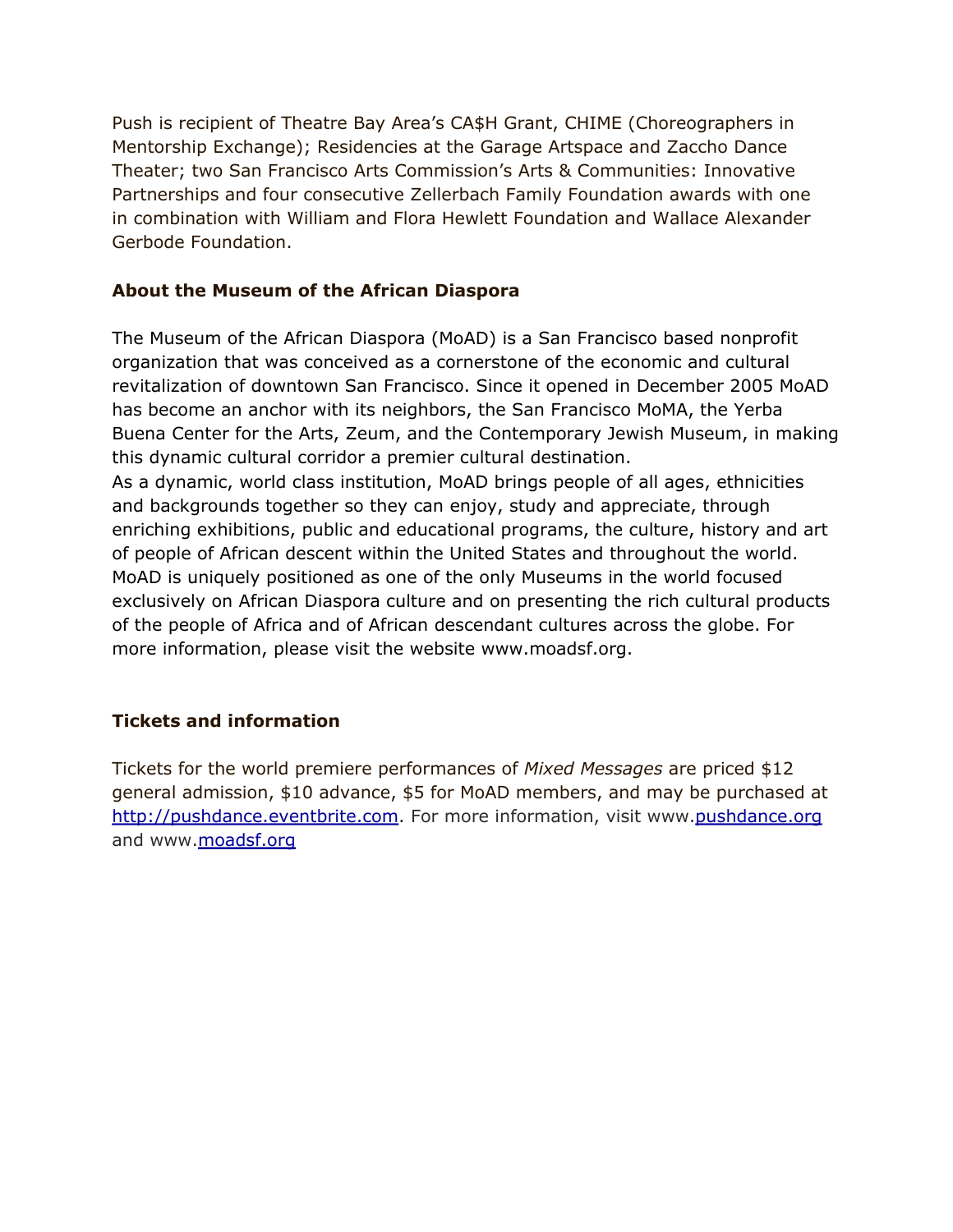Push is recipient of Theatre Bay Area's CA$H Grant, CHIME (Choreographers in Mentorship Exchange); Residencies at the Garage Artspace and Zaccho Dance Theater; two San Francisco Arts Commission's Arts & Communities: Innovative Partnerships and four consecutive Zellerbach Family Foundation awards with one in combination with William and Flora Hewlett Foundation and Wallace Alexander Gerbode Foundation.

**About the Museum of the African Diaspora**

The Museum of the African Diaspora (MoAD) is a San Francisco based nonprofit organization that was conceived as a cornerstone of the economic and cultural revitalization of downtown San Francisco. Since it opened in December 2005 MoAD has become an anchor with its neighbors, the San Francisco MoMA, the Yerba Buena Center for the Arts, Zeum, and the Contemporary Jewish Museum, in making this dynamic cultural corridor a premier cultural destination.
As a dynamic, world class institution, MoAD brings people of all ages, ethnicities and backgrounds together so they can enjoy, study and appreciate, through enriching exhibitions, public and educational programs, the culture, history and art of people of African descent within the United States and throughout the world. MoAD is uniquely positioned as one of the only Museums in the world focused exclusively on African Diaspora culture and on presenting the rich cultural products of the people of Africa and of African descendant cultures across the globe. For more information, please visit the website www.moadsf.org.

**Tickets and information**

Tickets for the world premiere performances of *Mixed Messages* are priced $12 general admission, $10 advance, $5 for MoAD members, and may be purchased at http://pushdance.eventbrite.com. For more information, visit www.pushdance.org and www.moadsf.org